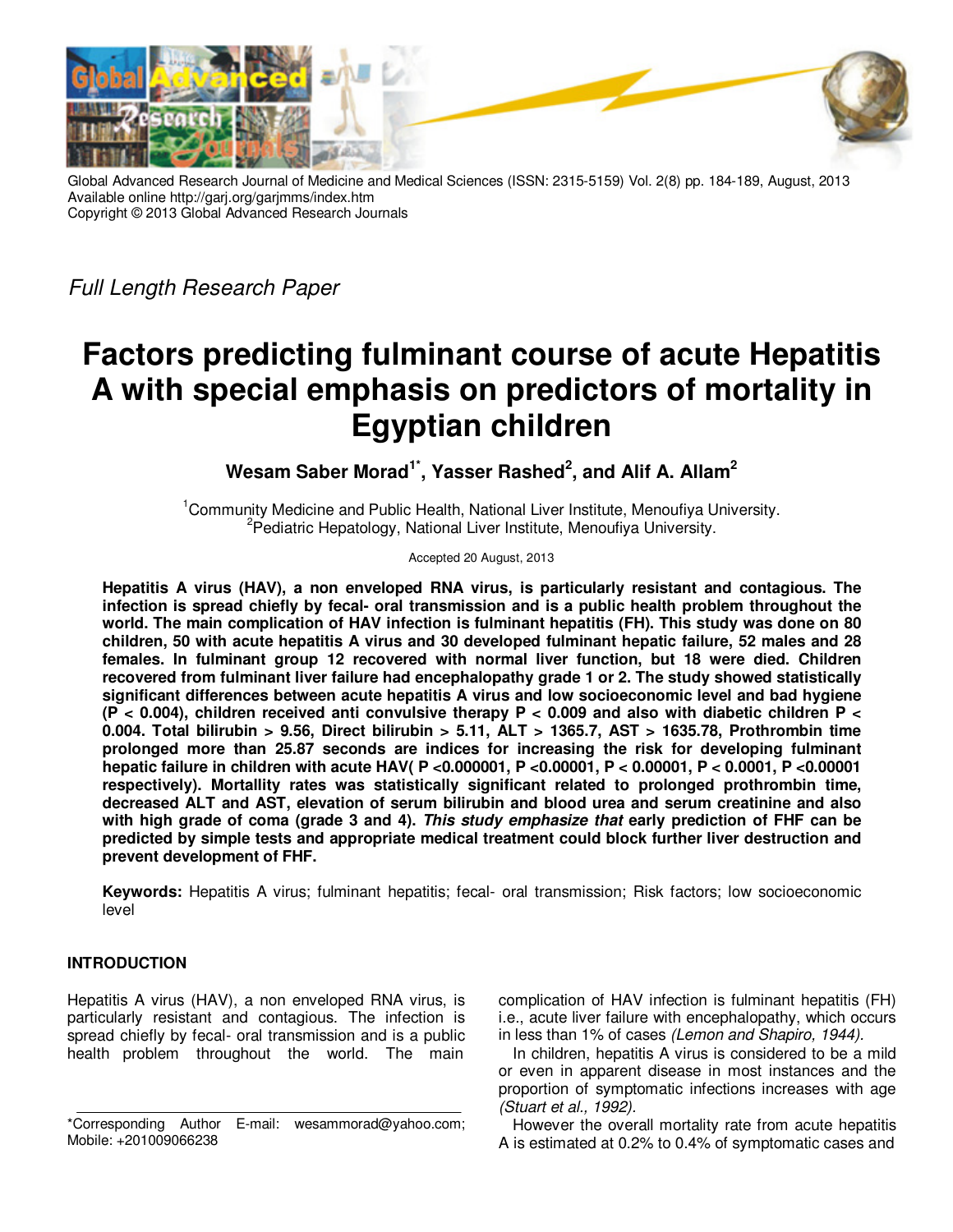Global Advanced Research Journal of Medicine and Medical Sciences (ISSN: 2315-5159) Vol. 2(8) pp. 184-189, August, 2013
Available online http://garj.org/garjmms/index.htm
Copyright © 2013 Global Advanced Research Journals

*Full Length Research Paper*

# Factors predicting fulminant course of acute Hepatitis A with special emphasis on predictors of mortality in Egyptian children

**Wesam Saber Morad[1*], Yasser Rashed[2], and Alif A. Allam[2]**

[1]Community Medicine and Public Health, National Liver Institute, Menoufiya University.
[2]Pediatric Hepatology, National Liver Institute, Menoufiya University.

Accepted 20 August, 2013

**Hepatitis A virus (HAV), a non enveloped RNA virus, is particularly resistant and contagious. The infection is spread chiefly by fecal- oral transmission and is a public health problem throughout the world. The main complication of HAV infection is fulminant hepatitis (FH). This study was done on 80 children, 50 with acute hepatitis A virus and 30 developed fulminant hepatic failure, 52 males and 28 females. In fulminant group 12 recovered with normal liver function, but 18 were died. Children recovered from fulminant liver failure had encephalopathy grade 1 or 2. The study showed statistically significant differences between acute hepatitis A virus and low socioeconomic level and bad hygiene ($P < 0.004$), children received anti convulsive therapy $P < 0.009$ and also with diabetic children $P < 0.004$. Total bilirubin > 9.56, Direct bilirubin > 5.11, ALT > 1365.7, AST > 1635.78, Prothrombin time prolonged more than 25.87 seconds are indices for increasing the risk for developing fulminant hepatic failure in children with acute HAV( $P < 0.000001$, $P < 0.00001$, $P < 0.00001$, $P < 0.0001$, $P < 0.00001$ respectively). Mortallity rates was statistically significant related to prolonged prothrombin time, decreased ALT and AST, elevation of serum bilirubin and blood urea and serum creatinine and also with high grade of coma (grade 3 and 4). *This study emphasize that* early prediction of FHF can be predicted by simple tests and appropriate medical treatment could block further liver destruction and prevent development of FHF.**

**Keywords:** Hepatitis A virus; fulminant hepatitis; fecal- oral transmission; Risk factors; low socioeconomic level

## INTRODUCTION

Hepatitis A virus (HAV), a non enveloped RNA virus, is particularly resistant and contagious. The infection is spread chiefly by fecal- oral transmission and is a public health problem throughout the world. The main complication of HAV infection is fulminant hepatitis (FH) i.e., acute liver failure with encephalopathy, which occurs in less than 1% of cases *(Lemon and Shapiro, 1944).*

In children, hepatitis A virus is considered to be a mild or even in apparent disease in most instances and the proportion of symptomatic infections increases with age *(Stuart et al., 1992).*

However the overall mortality rate from acute hepatitis A is estimated at 0.2% to 0.4% of symptomatic cases and

*Corresponding Author E-mail: wesammorad@yahoo.com; Mobile: +201009066238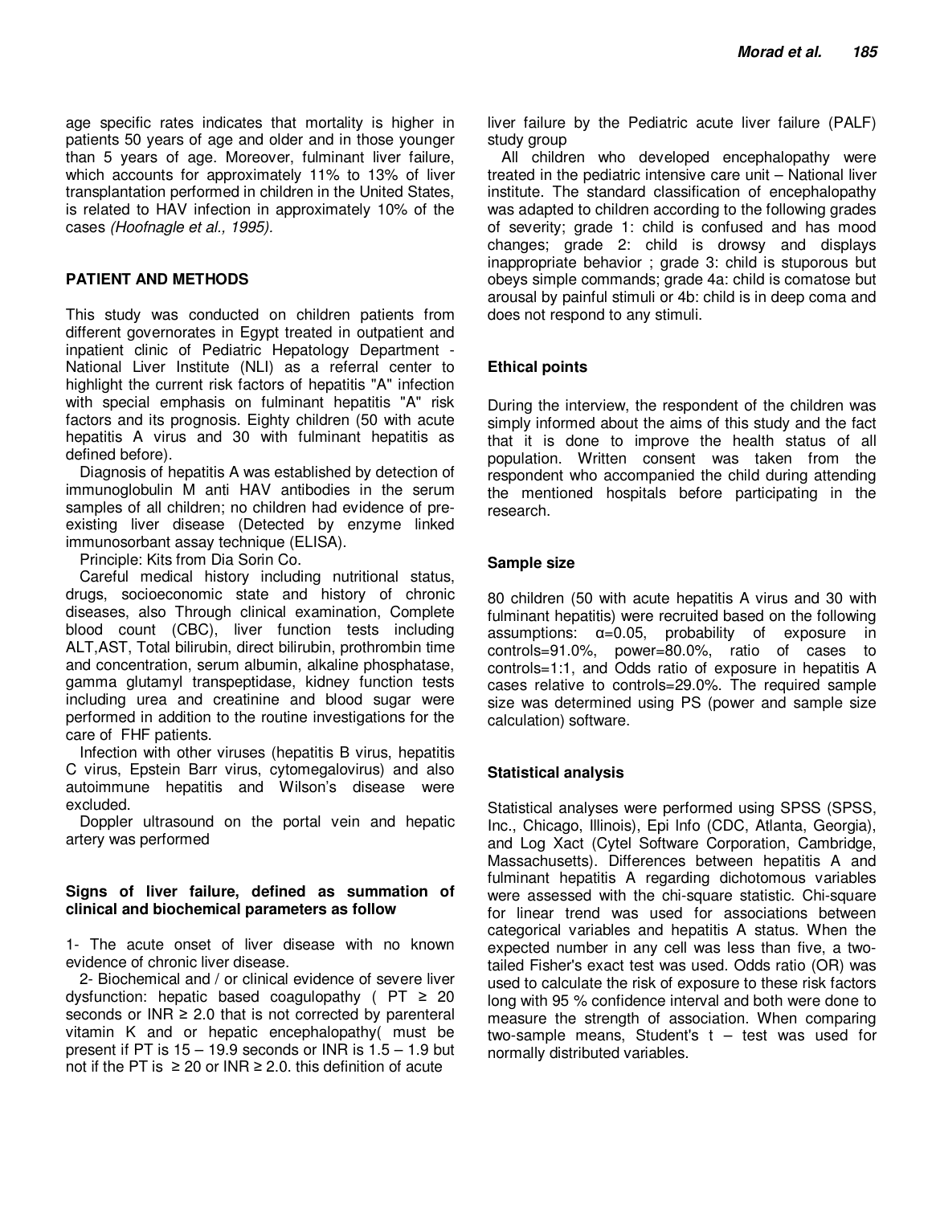age specific rates indicates that mortality is higher in patients 50 years of age and older and in those younger than 5 years of age. Moreover, fulminant liver failure, which accounts for approximately 11% to 13% of liver transplantation performed in children in the United States, is related to HAV infection in approximately 10% of the cases *(Hoofnagle et al., 1995).*

## PATIENT AND METHODS

This study was conducted on children patients from different governorates in Egypt treated in outpatient and inpatient clinic of Pediatric Hepatology Department - National Liver Institute (NLI) as a referral center to highlight the current risk factors of hepatitis "A" infection with special emphasis on fulminant hepatitis "A" risk factors and its prognosis. Eighty children (50 with acute hepatitis A virus and 30 with fulminant hepatitis as defined before).

Diagnosis of hepatitis A was established by detection of immunoglobulin M anti HAV antibodies in the serum samples of all children; no children had evidence of pre-existing liver disease (Detected by enzyme linked immunosorbant assay technique (ELISA).

Principle: Kits from Dia Sorin Co.

Careful medical history including nutritional status, drugs, socioeconomic state and history of chronic diseases, also Through clinical examination, Complete blood count (CBC), liver function tests including ALT,AST, Total bilirubin, direct bilirubin, prothrombin time and concentration, serum albumin, alkaline phosphatase, gamma glutamyl transpeptidase, kidney function tests including urea and creatinine and blood sugar were performed in addition to the routine investigations for the care of FHF patients.

Infection with other viruses (hepatitis B virus, hepatitis C virus, Epstein Barr virus, cytomegalovirus) and also autoimmune hepatitis and Wilson's disease were excluded.

Doppler ultrasound on the portal vein and hepatic artery was performed

### Signs of liver failure, defined as summation of clinical and biochemical parameters as follow

1- The acute onset of liver disease with no known evidence of chronic liver disease.

2- Biochemical and / or clinical evidence of severe liver dysfunction: hepatic based coagulopathy ( PT ≥ 20 seconds or INR ≥ 2.0 that is not corrected by parenteral vitamin K and or hepatic encephalopathy( must be present if PT is 15 – 19.9 seconds or INR is 1.5 – 1.9 but not if the PT is ≥ 20 or INR ≥ 2.0. this definition of acute liver failure by the Pediatric acute liver failure (PALF) study group

All children who developed encephalopathy were treated in the pediatric intensive care unit – National liver institute. The standard classification of encephalopathy was adapted to children according to the following grades of severity; grade 1: child is confused and has mood changes; grade 2: child is drowsy and displays inappropriate behavior ; grade 3: child is stuporous but obeys simple commands; grade 4a: child is comatose but arousal by painful stimuli or 4b: child is in deep coma and does not respond to any stimuli.

### Ethical points

During the interview, the respondent of the children was simply informed about the aims of this study and the fact that it is done to improve the health status of all population. Written consent was taken from the respondent who accompanied the child during attending the mentioned hospitals before participating in the research.

### Sample size

80 children (50 with acute hepatitis A virus and 30 with fulminant hepatitis) were recruited based on the following assumptions: α=0.05, probability of exposure in controls=91.0%, power=80.0%, ratio of cases to controls=1:1, and Odds ratio of exposure in hepatitis A cases relative to controls=29.0%. The required sample size was determined using PS (power and sample size calculation) software.

### Statistical analysis

Statistical analyses were performed using SPSS (SPSS, Inc., Chicago, Illinois), Epi Info (CDC, Atlanta, Georgia), and Log Xact (Cytel Software Corporation, Cambridge, Massachusetts). Differences between hepatitis A and fulminant hepatitis A regarding dichotomous variables were assessed with the chi-square statistic. Chi-square for linear trend was used for associations between categorical variables and hepatitis A status. When the expected number in any cell was less than five, a two-tailed Fisher's exact test was used. Odds ratio (OR) was used to calculate the risk of exposure to these risk factors long with 95 % confidence interval and both were done to measure the strength of association. When comparing two-sample means, Student's t – test was used for normally distributed variables.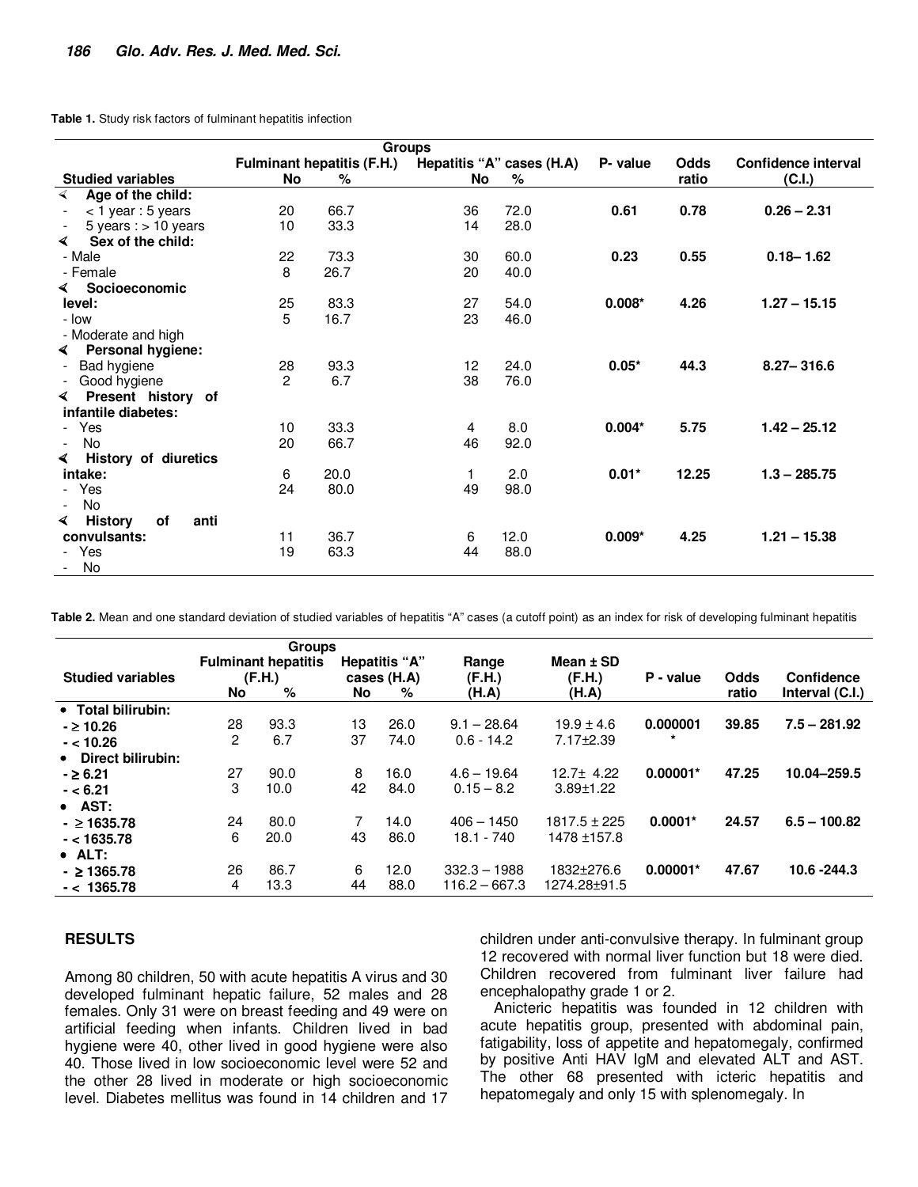**Table 1.** Study risk factors of fulminant hepatitis infection

| Studied variables | Fulminant hepatitis (F.H.) No | % | Hepatitis "A" cases (H.A) No | % | P- value | Odds ratio | Confidence interval (C.I.) |
|---|---|---|---|---|---|---|---|
| **Age of the child:** | | | | | | | |
| - < 1 year : 5 years | 20 | 66.7 | 36 | 72.0 | **0.61** | **0.78** | **0.26 – 2.31** |
| - 5 years : > 10 years | 10 | 33.3 | 14 | 28.0 | | | |
| **Sex of the child:** | | | | | | | |
| - Male | 22 | 73.3 | 30 | 60.0 | **0.23** | **0.55** | **0.18– 1.62** |
| - Female | 8 | 26.7 | 20 | 40.0 | | | |
| **Socioeconomic level:** | | | | | | | |
| - low | 25 | 83.3 | 27 | 54.0 | **0.008*** | **4.26** | **1.27 – 15.15** |
| - Moderate and high | 5 | 16.7 | 23 | 46.0 | | | |
| **Personal hygiene:** | | | | | | | |
| - Bad hygiene | 28 | 93.3 | 12 | 24.0 | **0.05*** | **44.3** | **8.27– 316.6** |
| - Good hygiene | 2 | 6.7 | 38 | 76.0 | | | |
| **Present history of infantile diabetes:** | | | | | | | |
| - Yes | 10 | 33.3 | 4 | 8.0 | **0.004*** | **5.75** | **1.42 – 25.12** |
| - No | 20 | 66.7 | 46 | 92.0 | | | |
| **History of diuretics intake:** | | | | | | | |
| - Yes | 6 | 20.0 | 1 | 2.0 | **0.01*** | **12.25** | **1.3 – 285.75** |
| - No | 24 | 80.0 | 49 | 98.0 | | | |
| **History of anti convulsants:** | | | | | | | |
| - Yes | 11 | 36.7 | 6 | 12.0 | **0.009*** | **4.25** | **1.21 – 15.38** |
| - No | 19 | 63.3 | 44 | 88.0 | | | |

**Table 2.** Mean and one standard deviation of studied variables of hepatitis "A" cases (a cutoff point) as an index for risk of developing fulminant hepatitis

| Studied variables | Fulminant hepatitis (F.H.) No | % | Hepatitis "A" cases (H.A) No | % | Range (F.H.) (H.A) | Mean ± SD (F.H.) (H.A) | P - value | Odds ratio | Confidence Interval (C.I.) |
|---|---|---|---|---|---|---|---|---|---|
| **Total bilirubin:** | | | | | | | | | |
| **- ≥ 10.26** | 28 | 93.3 | 13 | 26.0 | 9.1 – 28.64 | 19.9 ± 4.6 | **0.000001*** | **39.85** | **7.5 – 281.92** |
| **- < 10.26** | 2 | 6.7 | 37 | 74.0 | 0.6 - 14.2 | 7.17±2.39 | | | |
| **Direct bilirubin:** | | | | | | | | | |
| **- ≥ 6.21** | 27 | 90.0 | 8 | 16.0 | 4.6 – 19.64 | 12.7± 4.22 | **0.00001*** | **47.25** | **10.04–259.5** |
| **- < 6.21** | 3 | 10.0 | 42 | 84.0 | 0.15 – 8.2 | 3.89±1.22 | | | |
| **AST:** | | | | | | | | | |
| **- ≥ 1635.78** | 24 | 80.0 | 7 | 14.0 | 406 – 1450 | 1817.5 ± 225 | **0.0001*** | **24.57** | **6.5 – 100.82** |
| **- < 1635.78** | 6 | 20.0 | 43 | 86.0 | 18.1 - 740 | 1478 ±157.8 | | | |
| **ALT:** | | | | | | | | | |
| **- ≥ 1365.78** | 26 | 86.7 | 6 | 12.0 | 332.3 – 1988 | 1832±276.6 | **0.00001*** | **47.67** | **10.6 -244.3** |
| **- < 1365.78** | 4 | 13.3 | 44 | 88.0 | 116.2 – 667.3 | 1274.28±91.5 | | | |

## RESULTS

Among 80 children, 50 with acute hepatitis A virus and 30 developed fulminant hepatic failure, 52 males and 28 females. Only 31 were on breast feeding and 49 were on artificial feeding when infants. Children lived in bad hygiene were 40, other lived in good hygiene were also 40. Those lived in low socioeconomic level were 52 and the other 28 lived in moderate or high socioeconomic level. Diabetes mellitus was found in 14 children and 17 children under anti-convulsive therapy. In fulminant group 12 recovered with normal liver function but 18 were died. Children recovered from fulminant liver failure had encephalopathy grade 1 or 2.

Anicteric hepatitis was founded in 12 children with acute hepatitis group, presented with abdominal pain, fatigability, loss of appetite and hepatomegaly, confirmed by positive Anti HAV IgM and elevated ALT and AST. The other 68 presented with icteric hepatitis and hepatomegaly and only 15 with splenomegaly. In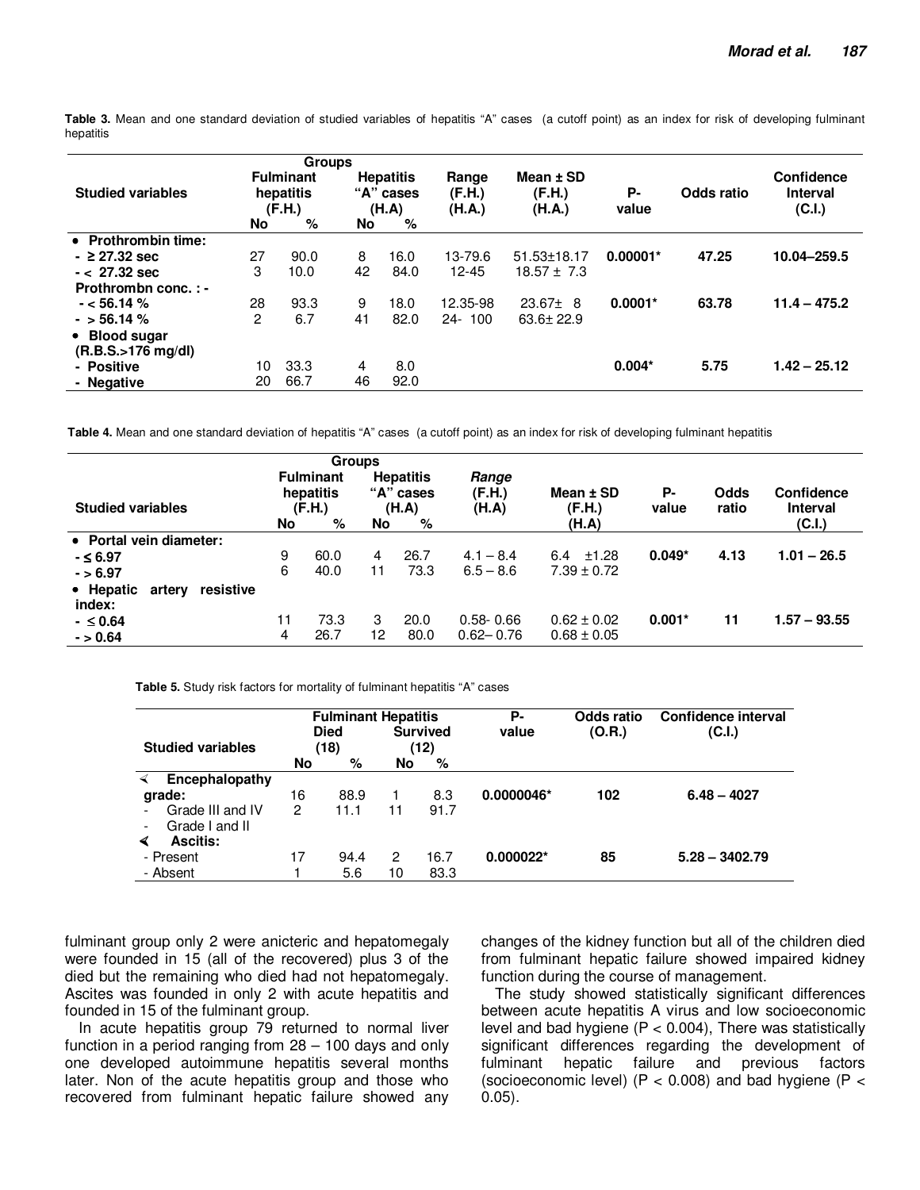**Table 3.** Mean and one standard deviation of studied variables of hepatitis “A” cases (a cutoff point) as an index for risk of developing fulminant hepatitis

| Studied variables | Groups | | | | Range (F.H.) (H.A.) | Mean ± SD (F.H.) (H.A.) | P-value | Odds ratio | Confidence Interval (C.I.) |
|---|---|---|---|---|---|---|---|---|---|
| | Fulminant hepatitis (F.H.) | | Hepatitis “A” cases (H.A) | | | | | | |
| | No | % | No | % | | | | | |
| • **Prothrombin time:** | | | | | | | | | |
| - ≥ 27.32 sec | 27 | 90.0 | 8 | 16.0 | 13-79.6 | 51.53±18.17 | **0.00001*** | **47.25** | **10.04–259.5** |
| - < 27.32 sec | 3 | 10.0 | 42 | 84.0 | 12-45 | 18.57 ± 7.3 | | | |
| **Prothrombn conc. : -** | | | | | | | | | |
| - < 56.14 % | 28 | 93.3 | 9 | 18.0 | 12.35-98 | 23.67± 8 | **0.0001*** | **63.78** | **11.4 – 475.2** |
| - > 56.14 % | 2 | 6.7 | 41 | 82.0 | 24- 100 | 63.6± 22.9 | | | |
| • **Blood sugar (R.B.S.>176 mg/dl)** | | | | | | | | | |
| - Positive | 10 | 33.3 | 4 | 8.0 | | | **0.004*** | **5.75** | **1.42 – 25.12** |
| - Negative | 20 | 66.7 | 46 | 92.0 | | | | | |

**Table 4.** Mean and one standard deviation of hepatitis “A” cases (a cutoff point) as an index for risk of developing fulminant hepatitis

| Studied variables | Groups | | | | *Range* (F.H.) (H.A) | Mean ± SD (F.H.) (H.A) | P-value | Odds ratio | Confidence Interval (C.I.) |
|---|---|---|---|---|---|---|---|---|---|
| | Fulminant hepatitis (F.H.) | | Hepatitis “A” cases (H.A) | | | | | | |
| | No | % | No | % | | | | | |
| • **Portal vein diameter:** | | | | | | | | | |
| - ≤ 6.97 | 9 | 60.0 | 4 | 26.7 | 4.1 – 8.4 | 6.4 ±1.28 | **0.049*** | **4.13** | **1.01 – 26.5** |
| - > 6.97 | 6 | 40.0 | 11 | 73.3 | 6.5 – 8.6 | 7.39 ± 0.72 | | | |
| • **Hepatic artery resistive index:** | | | | | | | | | |
| - ≤ 0.64 | 11 | 73.3 | 3 | 20.0 | 0.58- 0.66 | 0.62 ± 0.02 | **0.001*** | **11** | **1.57 – 93.55** |
| - > 0.64 | 4 | 26.7 | 12 | 80.0 | 0.62– 0.76 | 0.68 ± 0.05 | | | |

**Table 5.** Study risk factors for mortality of fulminant hepatitis “A” cases

| Studied variables | Fulminant Hepatitis | | | | P-value | Odds ratio (O.R.) | Confidence interval (C.I.) |
|---|---|---|---|---|---|---|---|
| | Died (18) | | Survived (12) | | | | |
| | No | % | No | % | | | |
| **Encephalopathy grade:** | | | | | | | |
| - Grade III and IV | 16 | 88.9 | 1 | 8.3 | **0.0000046*** | **102** | **6.48 – 4027** |
| - Grade I and II | 2 | 11.1 | 11 | 91.7 | | | |
| **Ascitis:** | | | | | | | |
| - Present | 17 | 94.4 | 2 | 16.7 | **0.000022*** | **85** | **5.28 – 3402.79** |
| - Absent | 1 | 5.6 | 10 | 83.3 | | | |

fulminant group only 2 were anicteric and hepatomegaly were founded in 15 (all of the recovered) plus 3 of the died but the remaining who died had not hepatomegaly. Ascites was founded in only 2 with acute hepatitis and founded in 15 of the fulminant group.

In acute hepatitis group 79 returned to normal liver function in a period ranging from 28 – 100 days and only one developed autoimmune hepatitis several months later. Non of the acute hepatitis group and those who recovered from fulminant hepatic failure showed any changes of the kidney function but all of the children died from fulminant hepatic failure showed impaired kidney function during the course of management.

The study showed statistically significant differences between acute hepatitis A virus and low socioeconomic level and bad hygiene ($P < 0.004$), There was statistically significant differences regarding the development of fulminant hepatic failure and previous factors (socioeconomic level) ($P < 0.008$) and bad hygiene ($P < 0.05$).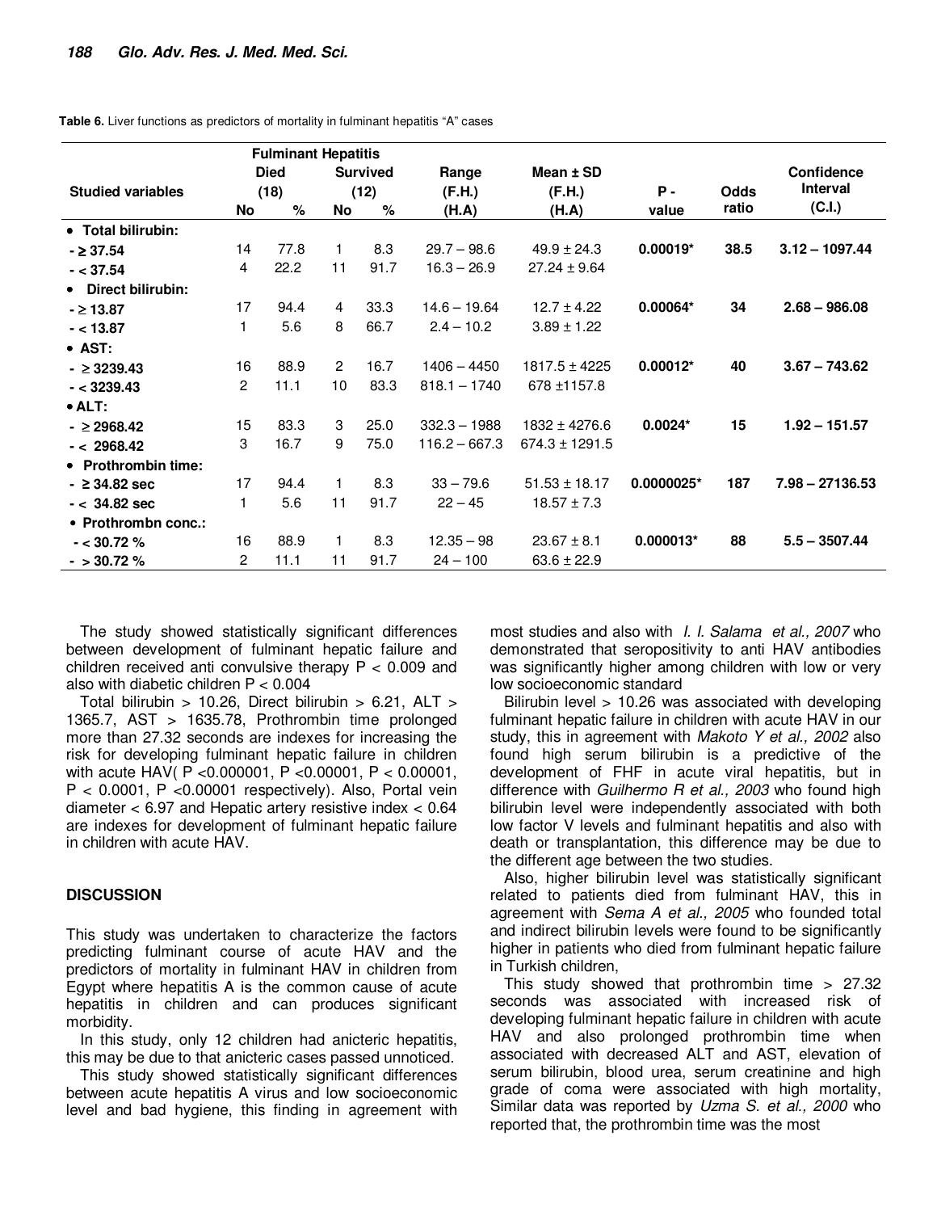**Table 6.** Liver functions as predictors of mortality in fulminant hepatitis "A" cases

| Studied variables | Fulminant Hepatitis Died (18) No | % | Survived (12) No | % | Range (F.H.) (H.A) | Mean ± SD (F.H.) (H.A) | P - value | Odds ratio | Confidence Interval (C.I.) |
|---|---|---|---|---|---|---|---|---|---|
| • **Total bilirubin:** | | | | | | | | | |
| - ≥ 37.54 | 14 | 77.8 | 1 | 8.3 | 29.7 – 98.6 | 49.9 ± 24.3 | **0.00019*** | **38.5** | **3.12 – 1097.44** |
| - < 37.54 | 4 | 22.2 | 11 | 91.7 | 16.3 – 26.9 | 27.24 ± 9.64 | | | |
| • **Direct bilirubin:** | | | | | | | | | |
| - ≥ 13.87 | 17 | 94.4 | 4 | 33.3 | 14.6 – 19.64 | 12.7 ± 4.22 | **0.00064*** | **34** | **2.68 – 986.08** |
| - < 13.87 | 1 | 5.6 | 8 | 66.7 | 2.4 – 10.2 | 3.89 ± 1.22 | | | |
| • **AST:** | | | | | | | | | |
| - ≥ 3239.43 | 16 | 88.9 | 2 | 16.7 | 1406 – 4450 | 1817.5 ± 4225 | **0.00012*** | **40** | **3.67 – 743.62** |
| - < 3239.43 | 2 | 11.1 | 10 | 83.3 | 818.1 – 1740 | 678 ±1157.8 | | | |
| • **ALT:** | | | | | | | | | |
| - ≥ 2968.42 | 15 | 83.3 | 3 | 25.0 | 332.3 – 1988 | 1832 ± 4276.6 | **0.0024*** | **15** | **1.92 – 151.57** |
| - < 2968.42 | 3 | 16.7 | 9 | 75.0 | 116.2 – 667.3 | 674.3 ± 1291.5 | | | |
| • **Prothrombin time:** | | | | | | | | | |
| - ≥ 34.82 sec | 17 | 94.4 | 1 | 8.3 | 33 – 79.6 | 51.53 ± 18.17 | **0.0000025*** | **187** | **7.98 – 27136.53** |
| - < 34.82 sec | 1 | 5.6 | 11 | 91.7 | 22 – 45 | 18.57 ± 7.3 | | | |
| • **Prothrombn conc.:** | | | | | | | | | |
| - < 30.72 % | 16 | 88.9 | 1 | 8.3 | 12.35 – 98 | 23.67 ± 8.1 | **0.000013*** | **88** | **5.5 – 3507.44** |
| - > 30.72 % | 2 | 11.1 | 11 | 91.7 | 24 – 100 | 63.6 ± 22.9 | | | |

The study showed statistically significant differences between development of fulminant hepatic failure and children received anti convulsive therapy $P < 0.009$ and also with diabetic children $P < 0.004$

Total bilirubin > 10.26, Direct bilirubin > 6.21, ALT > 1365.7, AST > 1635.78, Prothrombin time prolonged more than 27.32 seconds are indexes for increasing the risk for developing fulminant hepatic failure in children with acute HAV( $P < 0.000001$, $P < 0.00001$, $P < 0.00001$, $P < 0.0001$, $P < 0.00001$ respectively). Also, Portal vein diameter < 6.97 and Hepatic artery resistive index < 0.64 are indexes for development of fulminant hepatic failure in children with acute HAV.

## DISCUSSION

This study was undertaken to characterize the factors predicting fulminant course of acute HAV and the predictors of mortality in fulminant HAV in children from Egypt where hepatitis A is the common cause of acute hepatitis in children and can produces significant morbidity.

In this study, only 12 children had anicteric hepatitis, this may be due to that anicteric cases passed unnoticed.

This study showed statistically significant differences between acute hepatitis A virus and low socioeconomic level and bad hygiene, this finding in agreement with most studies and also with *I. I. Salama et al., 2007* who demonstrated that seropositivity to anti HAV antibodies was significantly higher among children with low or very low socioeconomic standard

Bilirubin level > 10.26 was associated with developing fulminant hepatic failure in children with acute HAV in our study, this in agreement with *Makoto Y et al., 2002* also found high serum bilirubin is a predictive of the development of FHF in acute viral hepatitis, but in difference with *Guilhermo R et al., 2003* who found high bilirubin level were independently associated with both low factor V levels and fulminant hepatitis and also with death or transplantation, this difference may be due to the different age between the two studies.

Also, higher bilirubin level was statistically significant related to patients died from fulminant HAV, this in agreement with *Sema A et al., 2005* who founded total and indirect bilirubin levels were found to be significantly higher in patients who died from fulminant hepatic failure in Turkish children,

This study showed that prothrombin time > 27.32 seconds was associated with increased risk of developing fulminant hepatic failure in children with acute HAV and also prolonged prothrombin time when associated with decreased ALT and AST, elevation of serum bilirubin, blood urea, serum creatinine and high grade of coma were associated with high mortality, Similar data was reported by *Uzma S. et al., 2000* who reported that, the prothrombin time was the most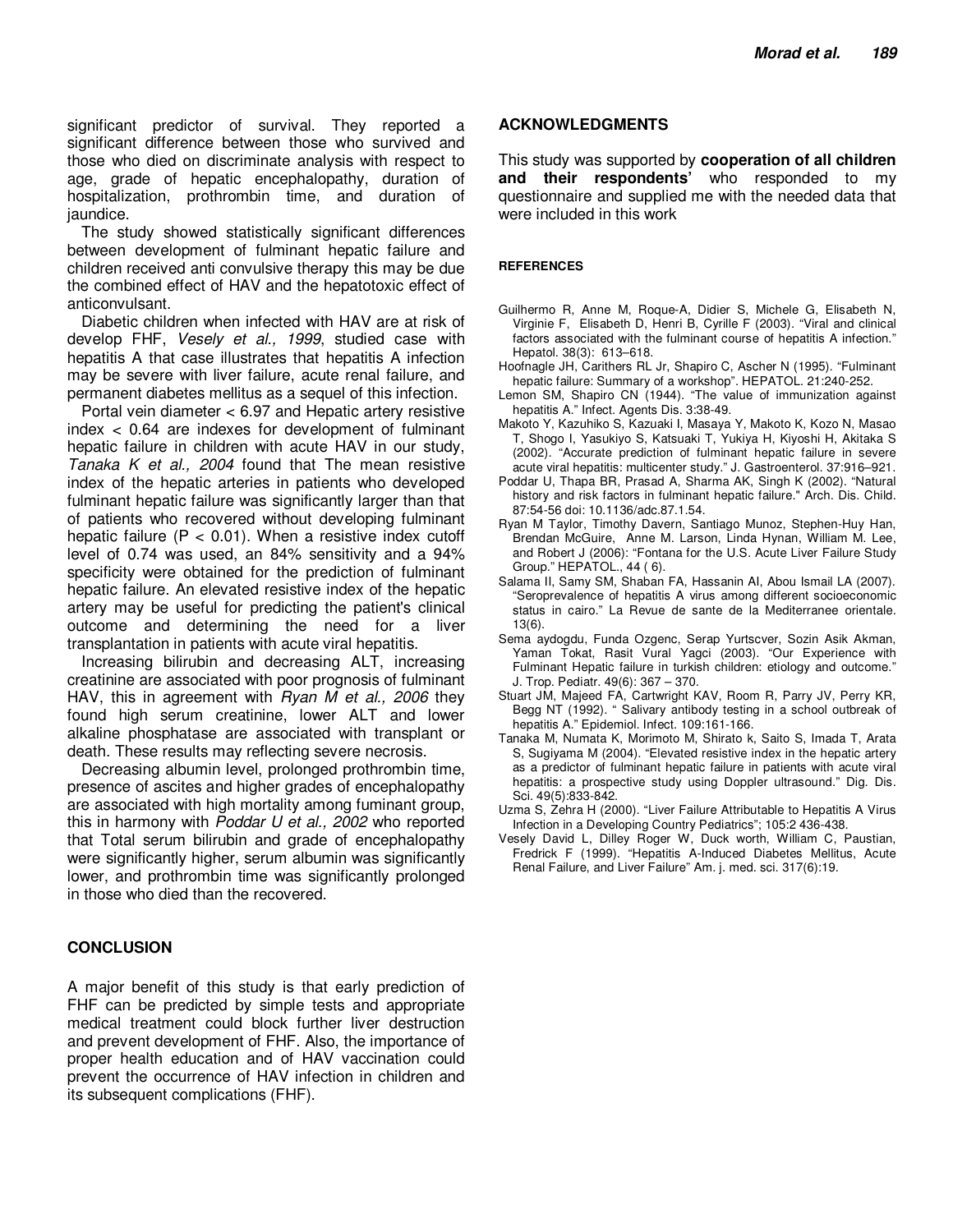significant predictor of survival. They reported a significant difference between those who survived and those who died on discriminate analysis with respect to age, grade of hepatic encephalopathy, duration of hospitalization, prothrombin time, and duration of jaundice.

The study showed statistically significant differences between development of fulminant hepatic failure and children received anti convulsive therapy this may be due the combined effect of HAV and the hepatotoxic effect of anticonvulsant.

Diabetic children when infected with HAV are at risk of develop FHF, *Vesely et al., 1999*, studied case with hepatitis A that case illustrates that hepatitis A infection may be severe with liver failure, acute renal failure, and permanent diabetes mellitus as a sequel of this infection.

Portal vein diameter < 6.97 and Hepatic artery resistive index < 0.64 are indexes for development of fulminant hepatic failure in children with acute HAV in our study, *Tanaka K et al., 2004* found that The mean resistive index of the hepatic arteries in patients who developed fulminant hepatic failure was significantly larger than that of patients who recovered without developing fulminant hepatic failure ($P < 0.01$). When a resistive index cutoff level of 0.74 was used, an 84% sensitivity and a 94% specificity were obtained for the prediction of fulminant hepatic failure. An elevated resistive index of the hepatic artery may be useful for predicting the patient's clinical outcome and determining the need for a liver transplantation in patients with acute viral hepatitis.

Increasing bilirubin and decreasing ALT, increasing creatinine are associated with poor prognosis of fulminant HAV, this in agreement with *Ryan M et al., 2006* they found high serum creatinine, lower ALT and lower alkaline phosphatase are associated with transplant or death. These results may reflecting severe necrosis.

Decreasing albumin level, prolonged prothrombin time, presence of ascites and higher grades of encephalopathy are associated with high mortality among fuminant group, this in harmony with *Poddar U et al., 2002* who reported that Total serum bilirubin and grade of encephalopathy were significantly higher, serum albumin was significantly lower, and prothrombin time was significantly prolonged in those who died than the recovered.

## CONCLUSION

A major benefit of this study is that early prediction of FHF can be predicted by simple tests and appropriate medical treatment could block further liver destruction and prevent development of FHF. Also, the importance of proper health education and of HAV vaccination could prevent the occurrence of HAV infection in children and its subsequent complications (FHF).

## ACKNOWLEDGMENTS

This study was supported by **cooperation of all children and their respondents'** who responded to my questionnaire and supplied me with the needed data that were included in this work

## REFERENCES

Guilhermo R, Anne M, Roque-A, Didier S, Michele G, Elisabeth N, Virginie F, Elisabeth D, Henri B, Cyrille F (2003). "Viral and clinical factors associated with the fulminant course of hepatitis A infection." Hepatol. 38(3): 613–618.

Hoofnagle JH, Carithers RL Jr, Shapiro C, Ascher N (1995). "Fulminant hepatic failure: Summary of a workshop". HEPATOL. 21:240-252.

Lemon SM, Shapiro CN (1944). "The value of immunization against hepatitis A." Infect. Agents Dis. 3:38-49.

Makoto Y, Kazuhiko S, Kazuaki I, Masaya Y, Makoto K, Kozo N, Masao T, Shogo I, Yasukiyo S, Katsuaki T, Yukiya H, Kiyoshi H, Akitaka S (2002). "Accurate prediction of fulminant hepatic failure in severe acute viral hepatitis: multicenter study." J. Gastroenterol. 37:916–921.

Poddar U, Thapa BR, Prasad A, Sharma AK, Singh K (2002). "Natural history and risk factors in fulminant hepatic failure." Arch. Dis. Child. 87:54-56 doi: 10.1136/adc.87.1.54.

Ryan M Taylor, Timothy Davern, Santiago Munoz, Stephen-Huy Han, Brendan McGuire, Anne M. Larson, Linda Hynan, William M. Lee, and Robert J (2006): "Fontana for the U.S. Acute Liver Failure Study Group." HEPATOL., 44 ( 6).

Salama II, Samy SM, Shaban FA, Hassanin AI, Abou Ismail LA (2007). "Seroprevalence of hepatitis A virus among different socioeconomic status in cairo." La Revue de sante de la Mediterranee orientale. 13(6).

Sema aydogdu, Funda Ozgenc, Serap Yurtscver, Sozin Asik Akman, Yaman Tokat, Rasit Vural Yagci (2003). "Our Experience with Fulminant Hepatic failure in turkish children: etiology and outcome." J. Trop. Pediatr. 49(6): 367 – 370.

Stuart JM, Majeed FA, Cartwright KAV, Room R, Parry JV, Perry KR, Begg NT (1992). " Salivary antibody testing in a school outbreak of hepatitis A." Epidemiol. Infect. 109:161-166.

Tanaka M, Numata K, Morimoto M, Shirato k, Saito S, Imada T, Arata S, Sugiyama M (2004). "Elevated resistive index in the hepatic artery as a predictor of fulminant hepatic failure in patients with acute viral hepatitis: a prospective study using Doppler ultrasound." Dig. Dis. Sci. 49(5):833-842.

Uzma S, Zehra H (2000). "Liver Failure Attributable to Hepatitis A Virus Infection in a Developing Country Pediatrics"; 105:2 436-438.

Vesely David L, Dilley Roger W, Duck worth, William C, Paustian, Fredrick F (1999). "Hepatitis A-Induced Diabetes Mellitus, Acute Renal Failure, and Liver Failure" Am. j. med. sci. 317(6):19.